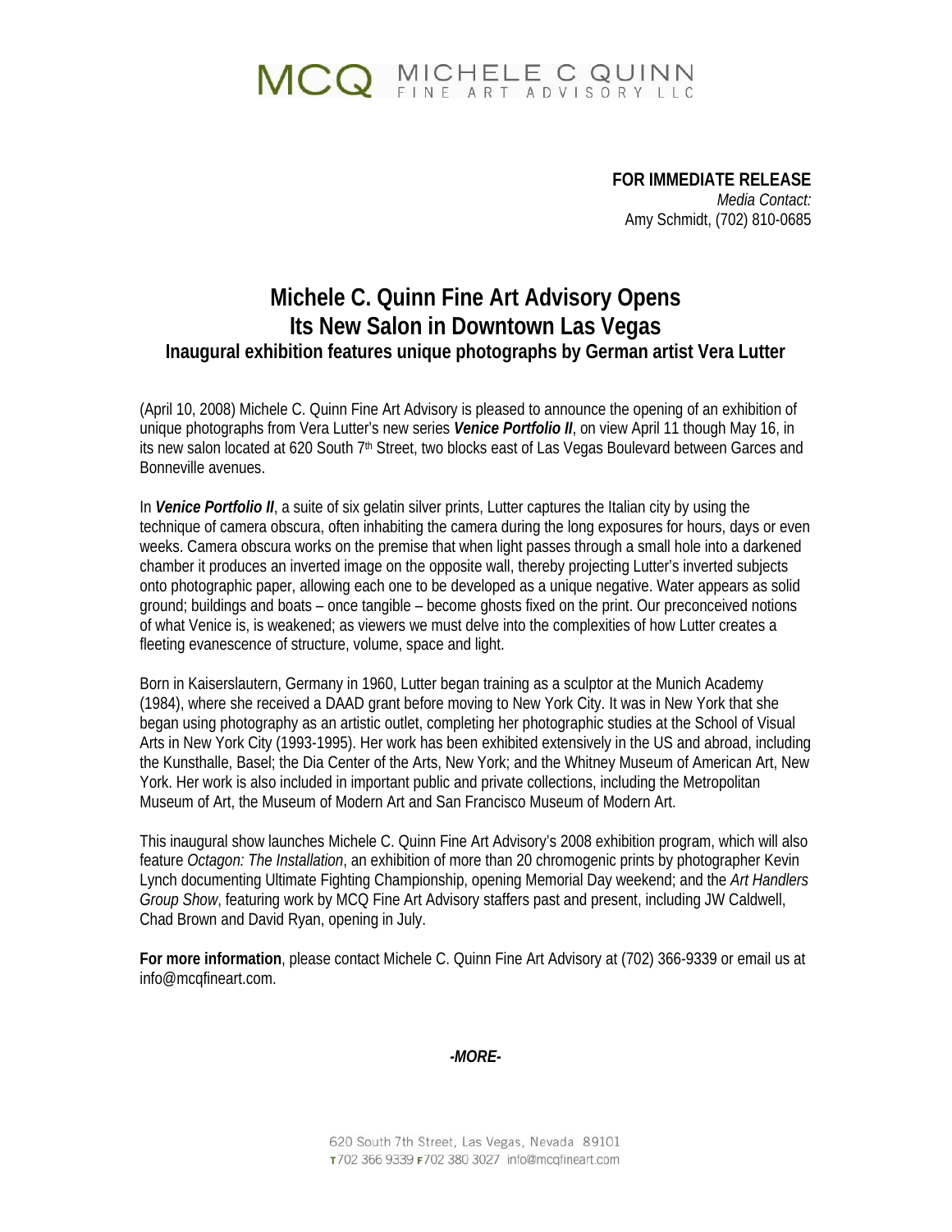MCQ MICHELE C QUINN FINE ART ADVISORY LLC

**FOR IMMEDIATE RELEASE**
*Media Contact:*
Amy Schmidt, (702) 810-0685

# Michele C. Quinn Fine Art Advisory Opens Its New Salon in Downtown Las Vegas

### Inaugural exhibition features unique photographs by German artist Vera Lutter

(April 10, 2008) Michele C. Quinn Fine Art Advisory is pleased to announce the opening of an exhibition of unique photographs from Vera Lutter's new series ***Venice Portfolio II***, on view April 11 though May 16, in its new salon located at 620 South 7th Street, two blocks east of Las Vegas Boulevard between Garces and Bonneville avenues.

In ***Venice Portfolio II***, a suite of six gelatin silver prints, Lutter captures the Italian city by using the technique of camera obscura, often inhabiting the camera during the long exposures for hours, days or even weeks. Camera obscura works on the premise that when light passes through a small hole into a darkened chamber it produces an inverted image on the opposite wall, thereby projecting Lutter's inverted subjects onto photographic paper, allowing each one to be developed as a unique negative. Water appears as solid ground; buildings and boats – once tangible – become ghosts fixed on the print. Our preconceived notions of what Venice is, is weakened; as viewers we must delve into the complexities of how Lutter creates a fleeting evanescence of structure, volume, space and light.

Born in Kaiserslautern, Germany in 1960, Lutter began training as a sculptor at the Munich Academy (1984), where she received a DAAD grant before moving to New York City. It was in New York that she began using photography as an artistic outlet, completing her photographic studies at the School of Visual Arts in New York City (1993-1995). Her work has been exhibited extensively in the US and abroad, including the Kunsthalle, Basel; the Dia Center of the Arts, New York; and the Whitney Museum of American Art, New York. Her work is also included in important public and private collections, including the Metropolitan Museum of Art, the Museum of Modern Art and San Francisco Museum of Modern Art.

This inaugural show launches Michele C. Quinn Fine Art Advisory's 2008 exhibition program, which will also feature *Octagon: The Installation*, an exhibition of more than 20 chromogenic prints by photographer Kevin Lynch documenting Ultimate Fighting Championship, opening Memorial Day weekend; and the *Art Handlers Group Show*, featuring work by MCQ Fine Art Advisory staffers past and present, including JW Caldwell, Chad Brown and David Ryan, opening in July.

**For more information**, please contact Michele C. Quinn Fine Art Advisory at (702) 366-9339 or email us at info@mcqfineart.com.

***-MORE-***

620 South 7th Street, Las Vegas, Nevada 89101
T 702 366 9339 F 702 380 3027 info@mcqfineart.com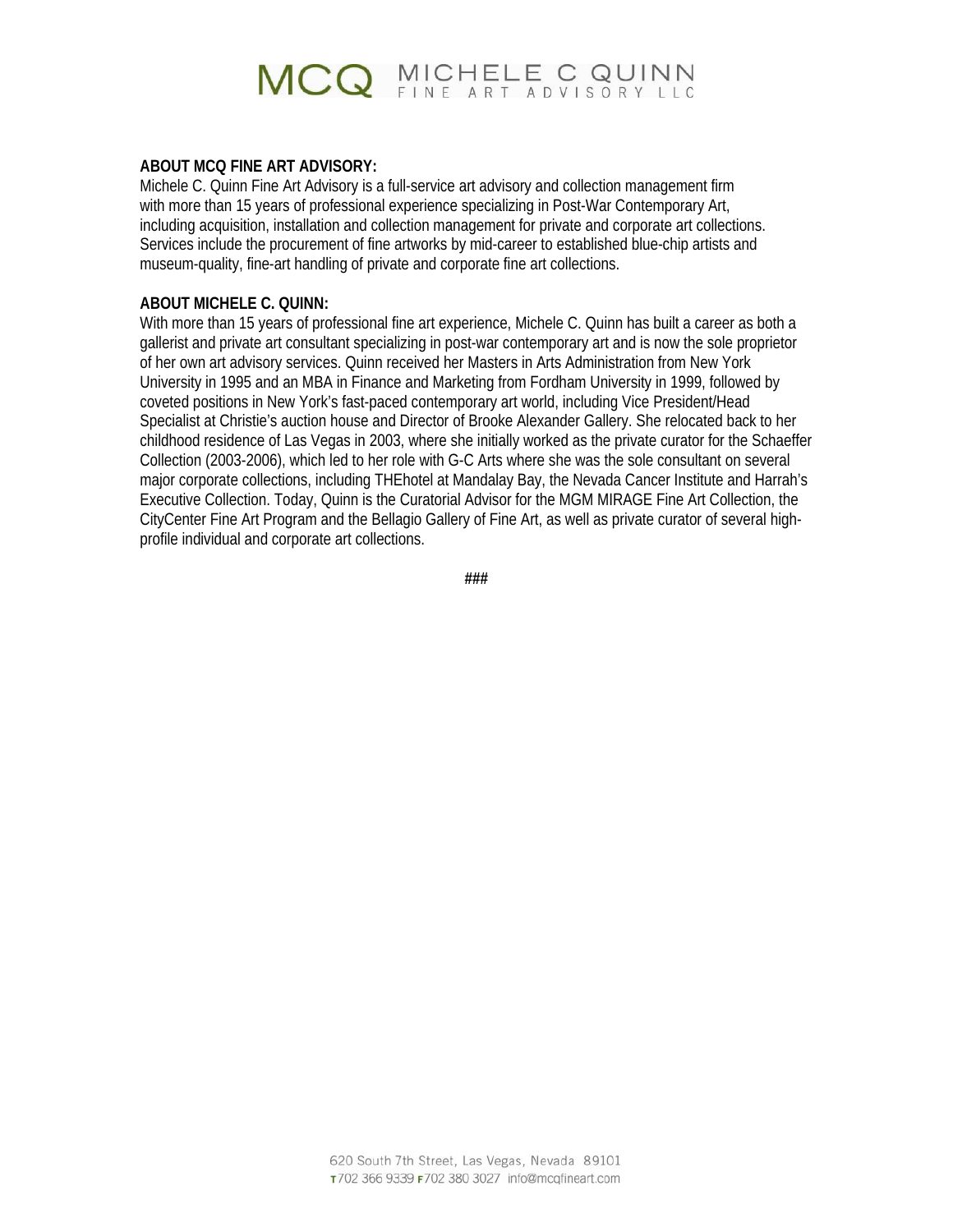# MCQ MICHELE C QUINN FINE ART ADVISORY LLC

**ABOUT MCQ FINE ART ADVISORY:**

Michele C. Quinn Fine Art Advisory is a full-service art advisory and collection management firm with more than 15 years of professional experience specializing in Post-War Contemporary Art, including acquisition, installation and collection management for private and corporate art collections. Services include the procurement of fine artworks by mid-career to established blue-chip artists and museum-quality, fine-art handling of private and corporate fine art collections.

**ABOUT MICHELE C. QUINN:**

With more than 15 years of professional fine art experience, Michele C. Quinn has built a career as both a gallerist and private art consultant specializing in post-war contemporary art and is now the sole proprietor of her own art advisory services. Quinn received her Masters in Arts Administration from New York University in 1995 and an MBA in Finance and Marketing from Fordham University in 1999, followed by coveted positions in New York's fast-paced contemporary art world, including Vice President/Head Specialist at Christie's auction house and Director of Brooke Alexander Gallery. She relocated back to her childhood residence of Las Vegas in 2003, where she initially worked as the private curator for the Schaeffer Collection (2003-2006), which led to her role with G-C Arts where she was the sole consultant on several major corporate collections, including THEhotel at Mandalay Bay, the Nevada Cancer Institute and Harrah's Executive Collection. Today, Quinn is the Curatorial Advisor for the MGM MIRAGE Fine Art Collection, the CityCenter Fine Art Program and the Bellagio Gallery of Fine Art, as well as private curator of several high-profile individual and corporate art collections.

###

620 South 7th Street, Las Vegas, Nevada 89101
T 702 366 9339 F 702 380 3027 info@mcqfineart.com